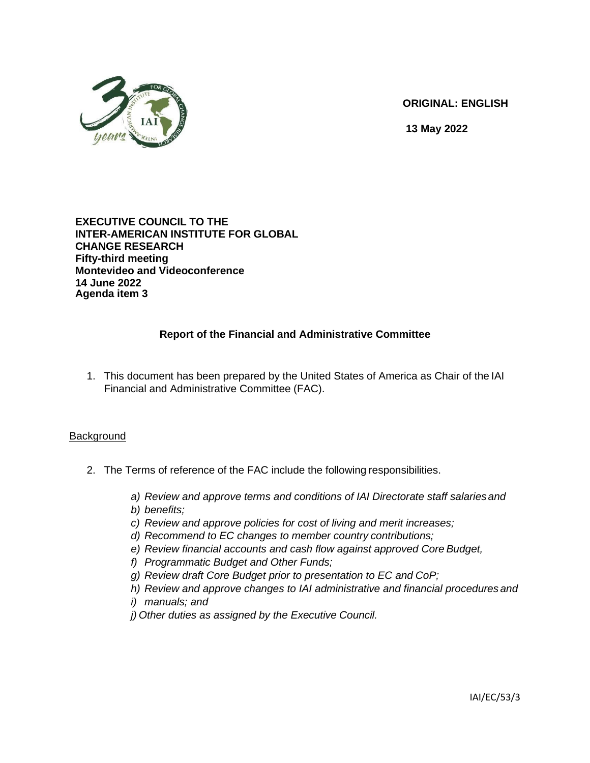**ORIGINAL: ENGLISH**

**13 May 2022**

**EXECUTIVE COUNCIL TO THE**
**INTER-AMERICAN INSTITUTE FOR GLOBAL CHANGE RESEARCH**
**Fifty-third meeting**
**Montevideo and Videoconference**
**14 June 2022**
**Agenda item 3**

## Report of the Financial and Administrative Committee

1. This document has been prepared by the United States of America as Chair of the IAI Financial and Administrative Committee (FAC).

## Background

2. The Terms of reference of the FAC include the following responsibilities.

   *a) Review and approve terms and conditions of IAI Directorate staff salaries and*
   *b) benefits;*
   *c) Review and approve policies for cost of living and merit increases;*
   *d) Recommend to EC changes to member country contributions;*
   *e) Review financial accounts and cash flow against approved Core Budget,*
   *f) Programmatic Budget and Other Funds;*
   *g) Review draft Core Budget prior to presentation to EC and CoP;*
   *h) Review and approve changes to IAI administrative and financial procedures and*
   *i) manuals; and*
   *j) Other duties as assigned by the Executive Council.*

IAI/EC/53/3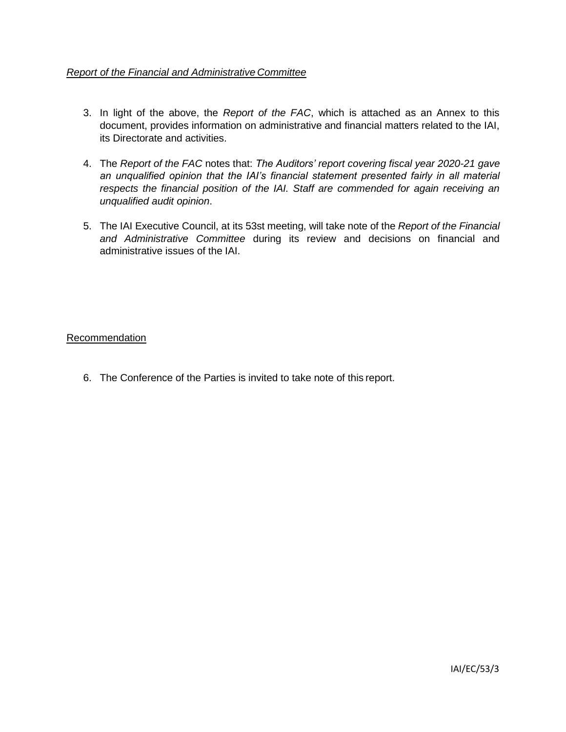*Report of the Financial and Administrative Committee*

3. In light of the above, the *Report of the FAC*, which is attached as an Annex to this document, provides information on administrative and financial matters related to the IAI, its Directorate and activities.

4. The *Report of the FAC* notes that: *The Auditors' report covering fiscal year 2020-21 gave an unqualified opinion that the IAI's financial statement presented fairly in all material respects the financial position of the IAI. Staff are commended for again receiving an unqualified audit opinion*.

5. The IAI Executive Council, at its 53st meeting, will take note of the *Report of the Financial and Administrative Committee* during its review and decisions on financial and administrative issues of the IAI.

Recommendation

6. The Conference of the Parties is invited to take note of this report.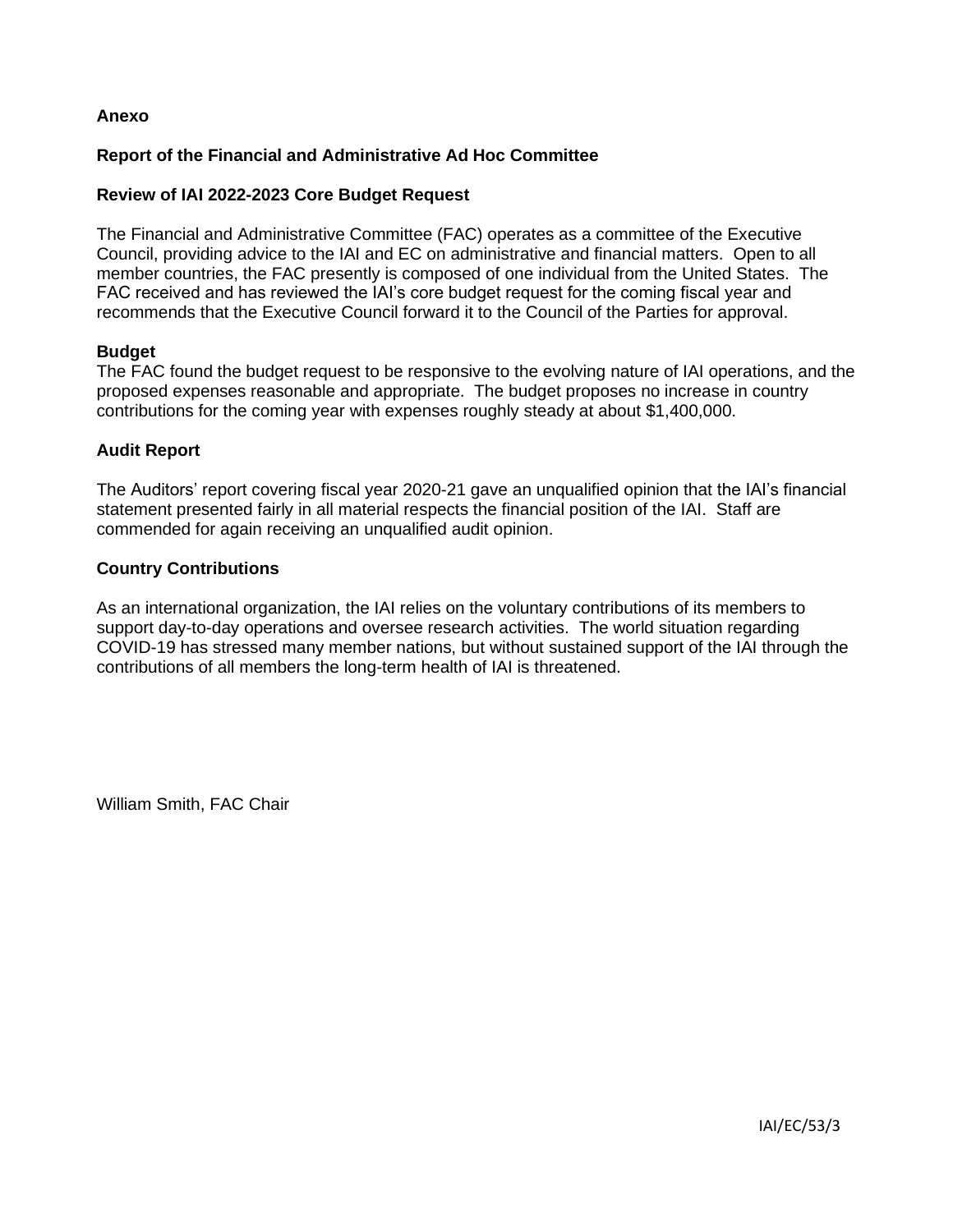**Anexo**

## Report of the Financial and Administrative Ad Hoc Committee

### Review of IAI 2022-2023 Core Budget Request

The Financial and Administrative Committee (FAC) operates as a committee of the Executive Council, providing advice to the IAI and EC on administrative and financial matters. Open to all member countries, the FAC presently is composed of one individual from the United States. The FAC received and has reviewed the IAI's core budget request for the coming fiscal year and recommends that the Executive Council forward it to the Council of the Parties for approval.

**Budget**

The FAC found the budget request to be responsive to the evolving nature of IAI operations, and the proposed expenses reasonable and appropriate. The budget proposes no increase in country contributions for the coming year with expenses roughly steady at about $1,400,000.

**Audit Report**

The Auditors' report covering fiscal year 2020-21 gave an unqualified opinion that the IAI's financial statement presented fairly in all material respects the financial position of the IAI. Staff are commended for again receiving an unqualified audit opinion.

**Country Contributions**

As an international organization, the IAI relies on the voluntary contributions of its members to support day-to-day operations and oversee research activities. The world situation regarding COVID-19 has stressed many member nations, but without sustained support of the IAI through the contributions of all members the long-term health of IAI is threatened.

William Smith, FAC Chair

IAI/EC/53/3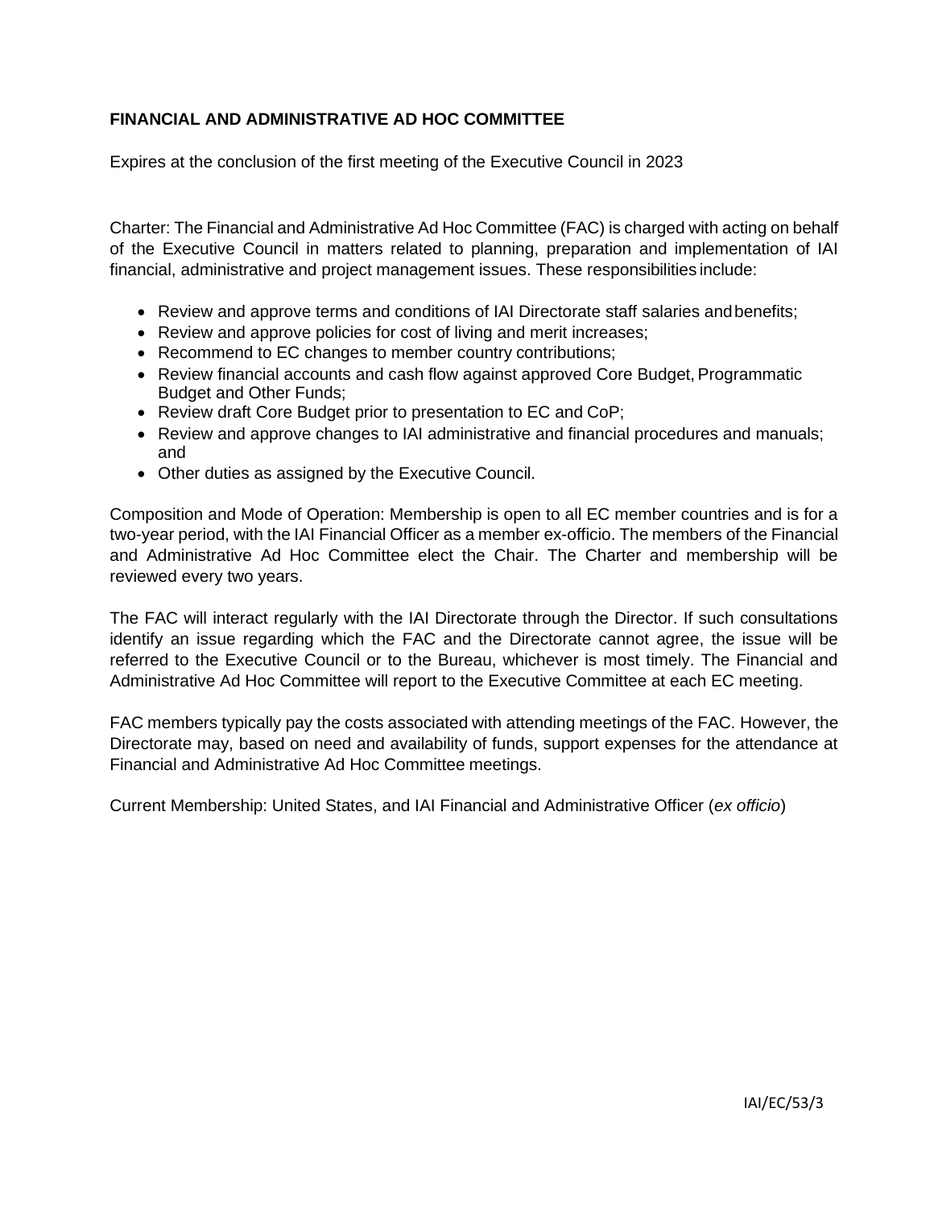**FINANCIAL AND ADMINISTRATIVE AD HOC COMMITTEE**

Expires at the conclusion of the first meeting of the Executive Council in 2023

Charter: The Financial and Administrative Ad Hoc Committee (FAC) is charged with acting on behalf of the Executive Council in matters related to planning, preparation and implementation of IAI financial, administrative and project management issues. These responsibilities include:

- Review and approve terms and conditions of IAI Directorate staff salaries and benefits;
- Review and approve policies for cost of living and merit increases;
- Recommend to EC changes to member country contributions;
- Review financial accounts and cash flow against approved Core Budget, Programmatic Budget and Other Funds;
- Review draft Core Budget prior to presentation to EC and CoP;
- Review and approve changes to IAI administrative and financial procedures and manuals; and
- Other duties as assigned by the Executive Council.

Composition and Mode of Operation: Membership is open to all EC member countries and is for a two-year period, with the IAI Financial Officer as a member ex-officio. The members of the Financial and Administrative Ad Hoc Committee elect the Chair. The Charter and membership will be reviewed every two years.

The FAC will interact regularly with the IAI Directorate through the Director. If such consultations identify an issue regarding which the FAC and the Directorate cannot agree, the issue will be referred to the Executive Council or to the Bureau, whichever is most timely. The Financial and Administrative Ad Hoc Committee will report to the Executive Committee at each EC meeting.

FAC members typically pay the costs associated with attending meetings of the FAC. However, the Directorate may, based on need and availability of funds, support expenses for the attendance at Financial and Administrative Ad Hoc Committee meetings.

Current Membership: United States, and IAI Financial and Administrative Officer (*ex officio*)

IAI/EC/53/3